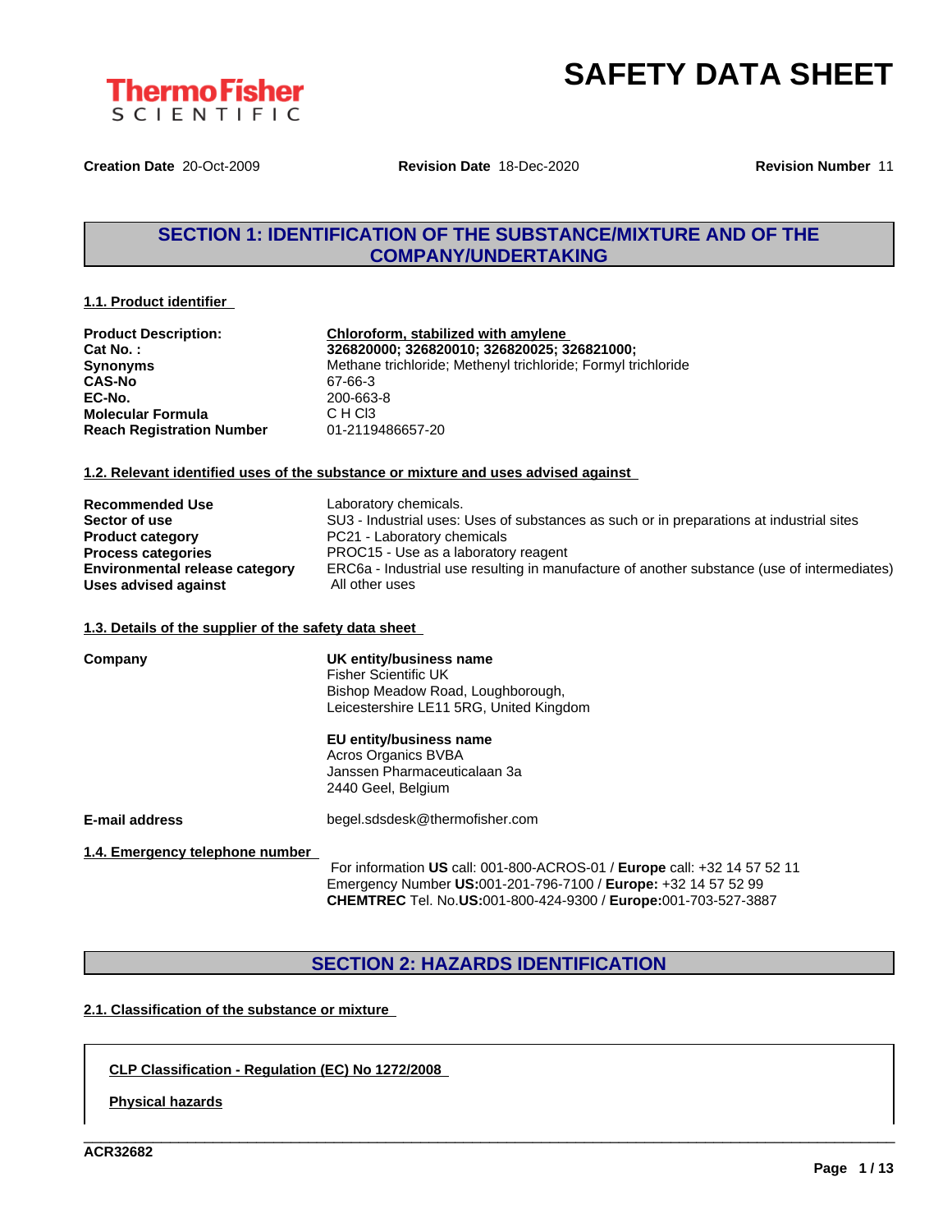ThermoFisher SCIENTIFIC

# SAFETY DATA SHEET

**Creation Date** 20-Oct-2009 **Revision Date** 18-Dec-2020 **Revision Number** 11

## SECTION 1: IDENTIFICATION OF THE SUBSTANCE/MIXTURE AND OF THE COMPANY/UNDERTAKING

### 1.1. Product identifier

| | |
|---|---|
| **Product Description:** | **Chloroform, stabilized with amylene** |
| **Cat No. :** | **326820000; 326820010; 326820025; 326821000;** |
| **Synonyms** | Methane trichloride; Methenyl trichloride; Formyl trichloride |
| **CAS-No** | 67-66-3 |
| **EC-No.** | 200-663-8 |
| **Molecular Formula** | C H Cl3 |
| **Reach Registration Number** | 01-2119486657-20 |

### 1.2. Relevant identified uses of the substance or mixture and uses advised against

| | |
|---|---|
| **Recommended Use** | Laboratory chemicals. |
| **Sector of use** | SU3 - Industrial uses: Uses of substances as such or in preparations at industrial sites |
| **Product category** | PC21 - Laboratory chemicals |
| **Process categories** | PROC15 - Use as a laboratory reagent |
| **Environmental release category** | ERC6a - Industrial use resulting in manufacture of another substance (use of intermediates) |
| **Uses advised against** | All other uses |

### 1.3. Details of the supplier of the safety data sheet

**Company**

**UK entity/business name**
Fisher Scientific UK
Bishop Meadow Road, Loughborough,
Leicestershire LE11 5RG, United Kingdom

**EU entity/business name**
Acros Organics BVBA
Janssen Pharmaceuticalaan 3a
2440 Geel, Belgium

**E-mail address** begel.sdsdesk@thermofisher.com

### 1.4. Emergency telephone number

For information **US** call: 001-800-ACROS-01 / **Europe** call: +32 14 57 52 11
Emergency Number **US:**001-201-796-7100 / **Europe:** +32 14 57 52 99
**CHEMTREC** Tel. No.**US:**001-800-424-9300 / **Europe:**001-703-527-3887

## SECTION 2: HAZARDS IDENTIFICATION

### 2.1. Classification of the substance or mixture

**CLP Classification - Regulation (EC) No 1272/2008**

**Physical hazards**

ACR32682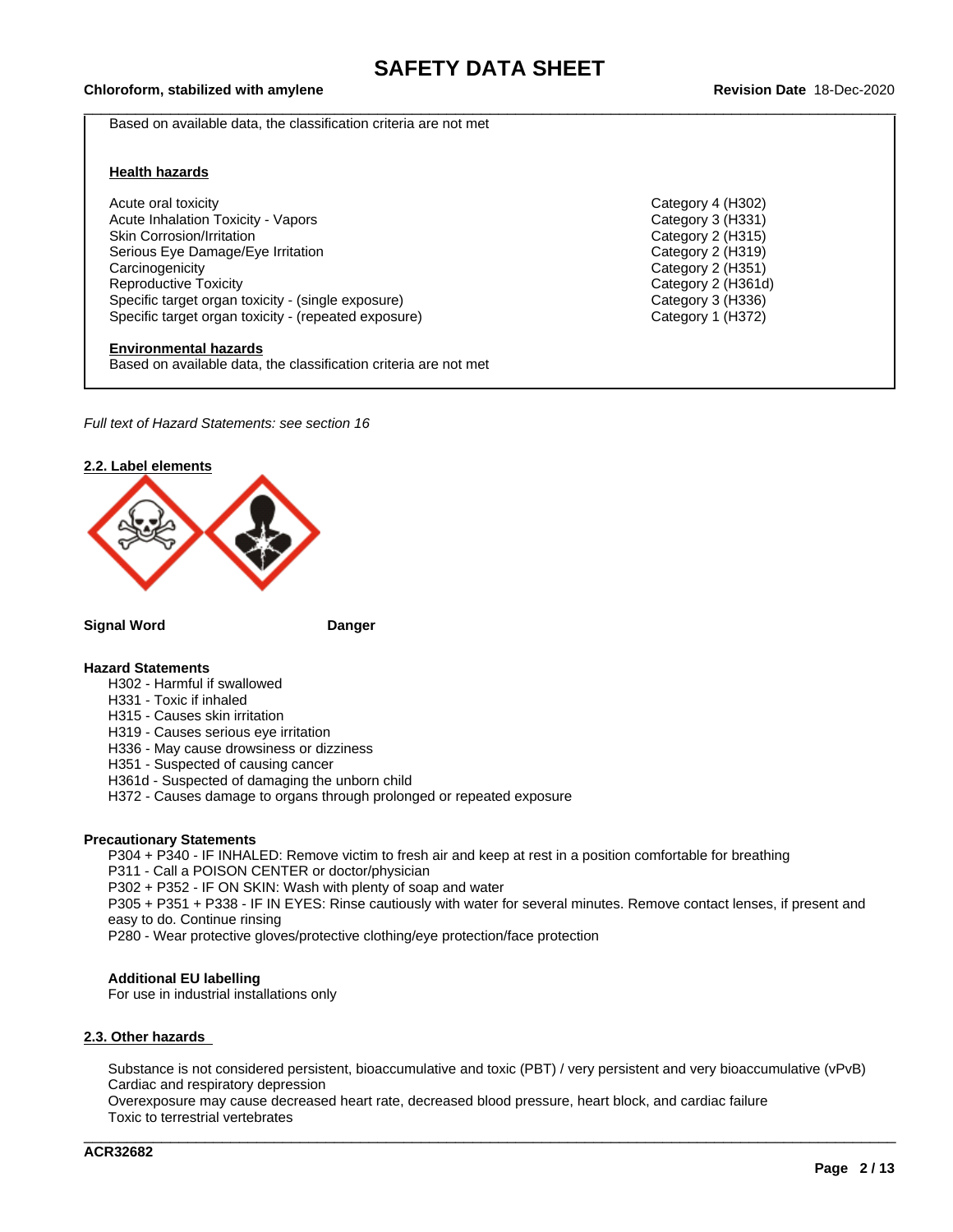Based on available data, the classification criteria are not met

**Health hazards**

| | |
|---|---|
| Acute oral toxicity | Category 4 (H302) |
| Acute Inhalation Toxicity - Vapors | Category 3 (H331) |
| Skin Corrosion/Irritation | Category 2 (H315) |
| Serious Eye Damage/Eye Irritation | Category 2 (H319) |
| Carcinogenicity | Category 2 (H351) |
| Reproductive Toxicity | Category 2 (H361d) |
| Specific target organ toxicity - (single exposure) | Category 3 (H336) |
| Specific target organ toxicity - (repeated exposure) | Category 1 (H372) |

**Environmental hazards**

Based on available data, the classification criteria are not met

*Full text of Hazard Statements: see section 16*

## 2.2. Label elements

**Signal Word** **Danger**

**Hazard Statements**

- H302 - Harmful if swallowed
- H331 - Toxic if inhaled
- H315 - Causes skin irritation
- H319 - Causes serious eye irritation
- H336 - May cause drowsiness or dizziness
- H351 - Suspected of causing cancer
- H361d - Suspected of damaging the unborn child
- H372 - Causes damage to organs through prolonged or repeated exposure

**Precautionary Statements**

- P304 + P340 - IF INHALED: Remove victim to fresh air and keep at rest in a position comfortable for breathing
- P311 - Call a POISON CENTER or doctor/physician
- P302 + P352 - IF ON SKIN: Wash with plenty of soap and water
- P305 + P351 + P338 - IF IN EYES: Rinse cautiously with water for several minutes. Remove contact lenses, if present and easy to do. Continue rinsing
- P280 - Wear protective gloves/protective clothing/eye protection/face protection

**Additional EU labelling**

For use in industrial installations only

## 2.3. Other hazards

Substance is not considered persistent, bioaccumulative and toxic (PBT) / very persistent and very bioaccumulative (vPvB)
Cardiac and respiratory depression
Overexposure may cause decreased heart rate, decreased blood pressure, heart block, and cardiac failure
Toxic to terrestrial vertebrates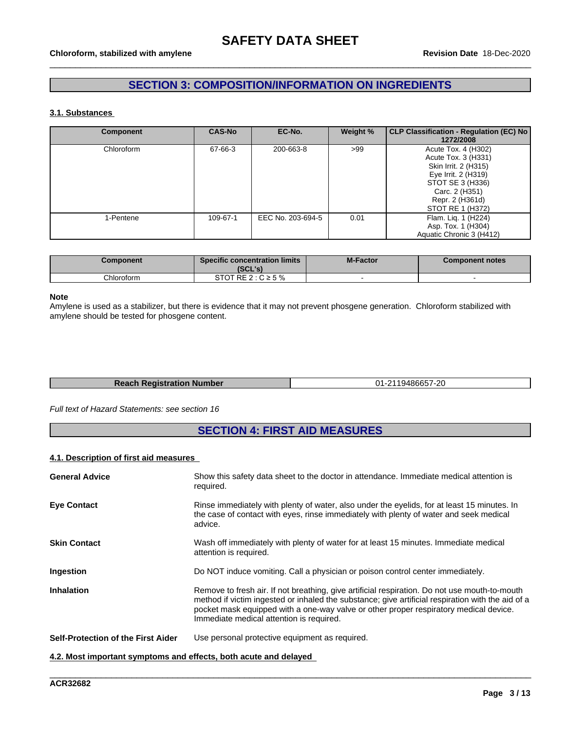## SECTION 3: COMPOSITION/INFORMATION ON INGREDIENTS

### 3.1. Substances

| Component | CAS-No | EC-No. | Weight % | CLP Classification - Regulation (EC) No 1272/2008 |
|---|---|---|---|---|
| Chloroform | 67-66-3 | 200-663-8 | >99 | Acute Tox. 4 (H302)<br>Acute Tox. 3 (H331)<br>Skin Irrit. 2 (H315)<br>Eye Irrit. 2 (H319)<br>STOT SE 3 (H336)<br>Carc. 2 (H351)<br>Repr. 2 (H361d)<br>STOT RE 1 (H372) |
| 1-Pentene | 109-67-1 | EEC No. 203-694-5 | 0.01 | Flam. Liq. 1 (H224)<br>Asp. Tox. 1 (H304)<br>Aquatic Chronic 3 (H412) |

| Component | Specific concentration limits (SCL's) | M-Factor | Component notes |
|---|---|---|---|
| Chloroform | STOT RE 2 : C ≥ 5 % | - | - |

**Note**

Amylene is used as a stabilizer, but there is evidence that it may not prevent phosgene generation. Chloroform stabilized with amylene should be tested for phosgene content.

| Reach Registration Number | 01-2119486657-20 |
|---|---|

*Full text of Hazard Statements: see section 16*

## SECTION 4: FIRST AID MEASURES

### 4.1. Description of first aid measures

**General Advice**
Show this safety data sheet to the doctor in attendance. Immediate medical attention is required.

**Eye Contact**
Rinse immediately with plenty of water, also under the eyelids, for at least 15 minutes. In the case of contact with eyes, rinse immediately with plenty of water and seek medical advice.

**Skin Contact**
Wash off immediately with plenty of water for at least 15 minutes. Immediate medical attention is required.

**Ingestion**
Do NOT induce vomiting. Call a physician or poison control center immediately.

**Inhalation**
Remove to fresh air. If not breathing, give artificial respiration. Do not use mouth-to-mouth method if victim ingested or inhaled the substance; give artificial respiration with the aid of a pocket mask equipped with a one-way valve or other proper respiratory medical device. Immediate medical attention is required.

**Self-Protection of the First Aider**
Use personal protective equipment as required.

### 4.2. Most important symptoms and effects, both acute and delayed

ACR32682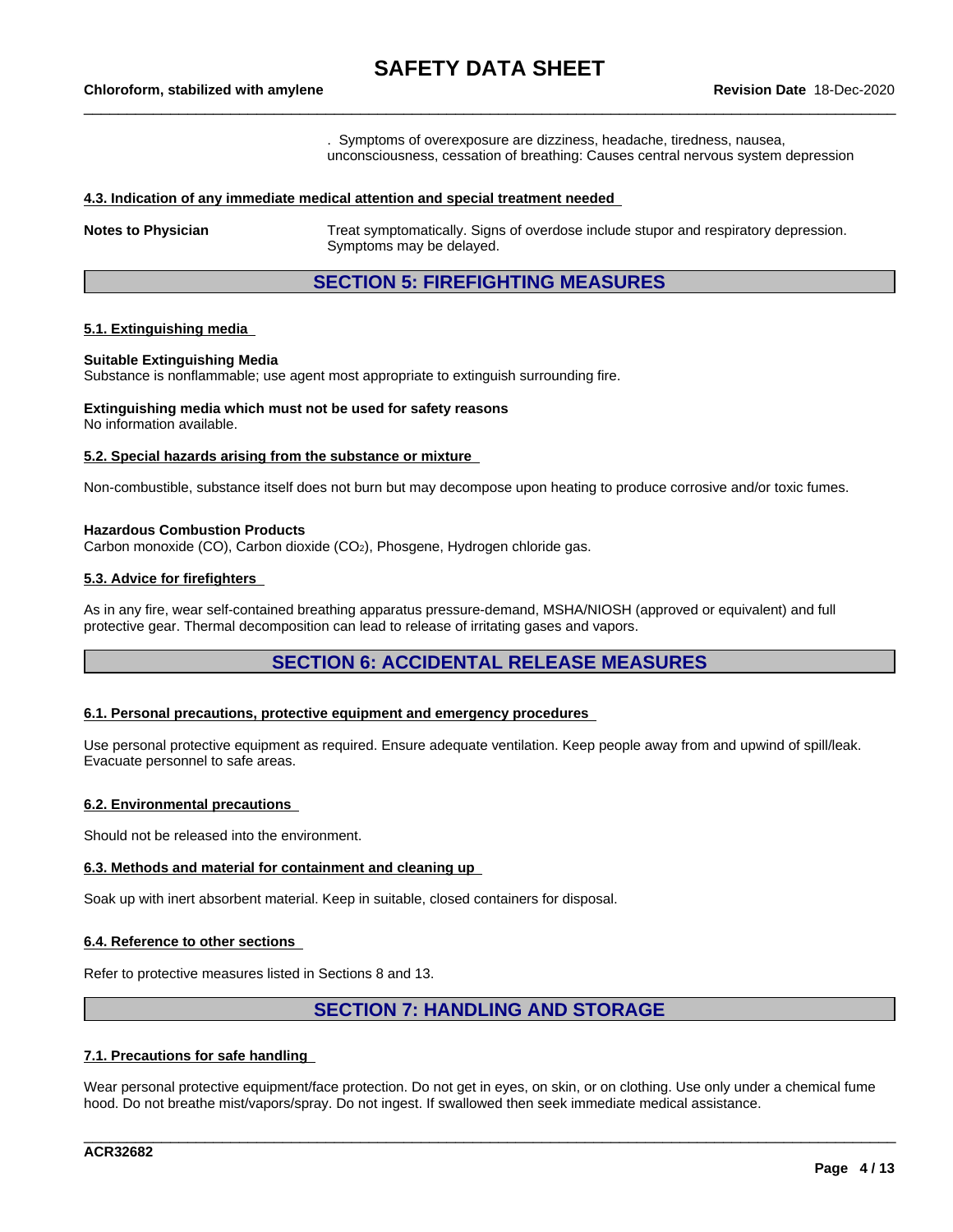. Symptoms of overexposure are dizziness, headache, tiredness, nausea, unconsciousness, cessation of breathing: Causes central nervous system depression

### 4.3. Indication of any immediate medical attention and special treatment needed

**Notes to Physician** Treat symptomatically. Signs of overdose include stupor and respiratory depression. Symptoms may be delayed.

## SECTION 5: FIREFIGHTING MEASURES

### 5.1. Extinguishing media

**Suitable Extinguishing Media**
Substance is nonflammable; use agent most appropriate to extinguish surrounding fire.

**Extinguishing media which must not be used for safety reasons**
No information available.

### 5.2. Special hazards arising from the substance or mixture

Non-combustible, substance itself does not burn but may decompose upon heating to produce corrosive and/or toxic fumes.

**Hazardous Combustion Products**
Carbon monoxide (CO), Carbon dioxide ($CO_2$), Phosgene, Hydrogen chloride gas.

### 5.3. Advice for firefighters

As in any fire, wear self-contained breathing apparatus pressure-demand, MSHA/NIOSH (approved or equivalent) and full protective gear. Thermal decomposition can lead to release of irritating gases and vapors.

## SECTION 6: ACCIDENTAL RELEASE MEASURES

### 6.1. Personal precautions, protective equipment and emergency procedures

Use personal protective equipment as required. Ensure adequate ventilation. Keep people away from and upwind of spill/leak. Evacuate personnel to safe areas.

### 6.2. Environmental precautions

Should not be released into the environment.

### 6.3. Methods and material for containment and cleaning up

Soak up with inert absorbent material. Keep in suitable, closed containers for disposal.

### 6.4. Reference to other sections

Refer to protective measures listed in Sections 8 and 13.

## SECTION 7: HANDLING AND STORAGE

### 7.1. Precautions for safe handling

Wear personal protective equipment/face protection. Do not get in eyes, on skin, or on clothing. Use only under a chemical fume hood. Do not breathe mist/vapors/spray. Do not ingest. If swallowed then seek immediate medical assistance.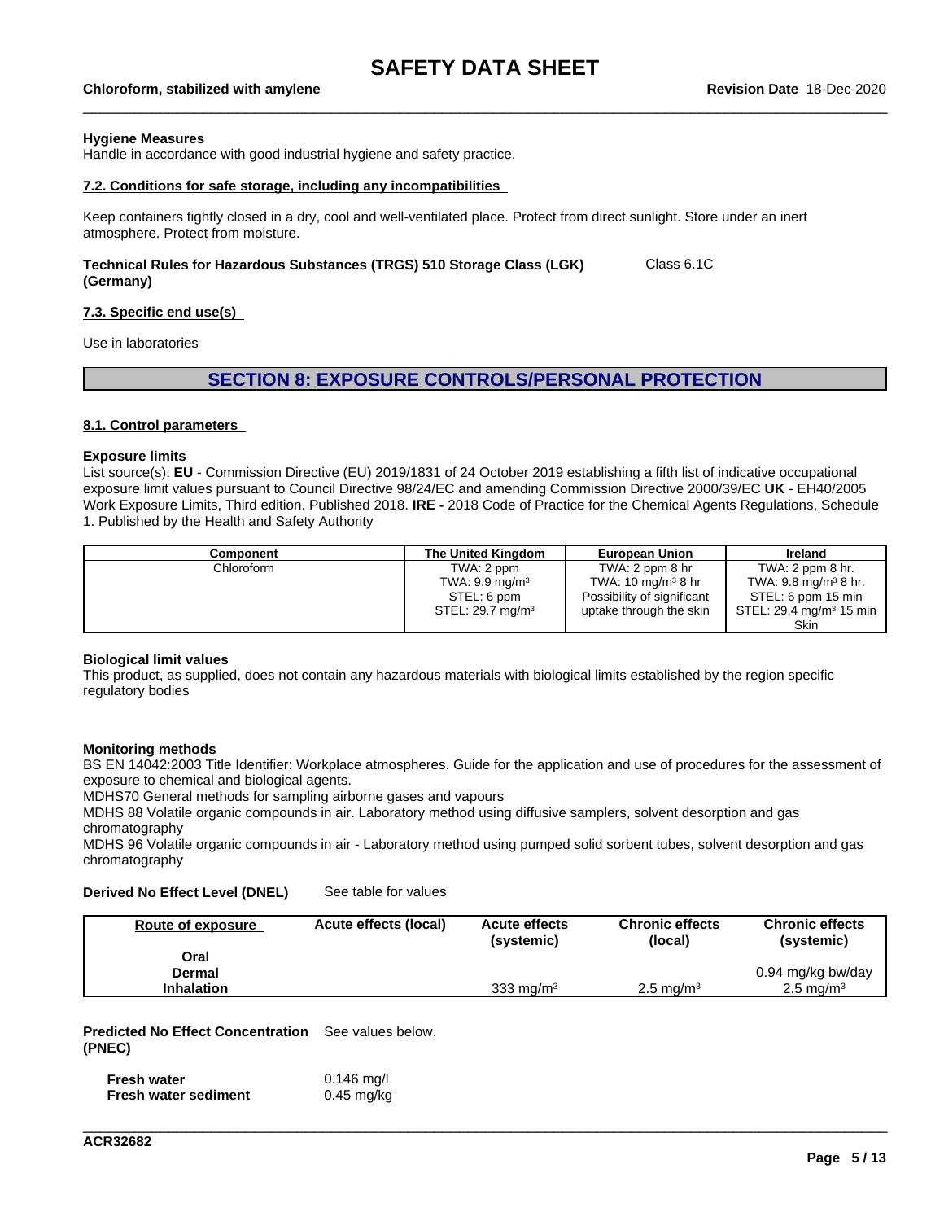**Hygiene Measures**
Handle in accordance with good industrial hygiene and safety practice.

**7.2. Conditions for safe storage, including any incompatibilities**

Keep containers tightly closed in a dry, cool and well-ventilated place. Protect from direct sunlight. Store under an inert atmosphere. Protect from moisture.

**Technical Rules for Hazardous Substances (TRGS) 510 Storage Class (LGK) (Germany)** Class 6.1C

**7.3. Specific end use(s)**

Use in laboratories

## SECTION 8: EXPOSURE CONTROLS/PERSONAL PROTECTION

**8.1. Control parameters**

**Exposure limits**
List source(s): **EU** - Commission Directive (EU) 2019/1831 of 24 October 2019 establishing a fifth list of indicative occupational exposure limit values pursuant to Council Directive 98/24/EC and amending Commission Directive 2000/39/EC **UK** - EH40/2005 Work Exposure Limits, Third edition. Published 2018. **IRE -** 2018 Code of Practice for the Chemical Agents Regulations, Schedule 1. Published by the Health and Safety Authority

| Component | The United Kingdom | European Union | Ireland |
|---|---|---|---|
| Chloroform | TWA: 2 ppm<br>TWA: 9.9 mg/m³<br>STEL: 6 ppm<br>STEL: 29.7 mg/m³ | TWA: 2 ppm 8 hr<br>TWA: 10 mg/m³ 8 hr<br>Possibility of significant uptake through the skin | TWA: 2 ppm 8 hr.<br>TWA: 9.8 mg/m³ 8 hr.<br>STEL: 6 ppm 15 min<br>STEL: 29.4 mg/m³ 15 min<br>Skin |

**Biological limit values**
This product, as supplied, does not contain any hazardous materials with biological limits established by the region specific regulatory bodies

**Monitoring methods**
BS EN 14042:2003 Title Identifier: Workplace atmospheres. Guide for the application and use of procedures for the assessment of exposure to chemical and biological agents.
MDHS70 General methods for sampling airborne gases and vapours
MDHS 88 Volatile organic compounds in air. Laboratory method using diffusive samplers, solvent desorption and gas chromatography
MDHS 96 Volatile organic compounds in air - Laboratory method using pumped solid sorbent tubes, solvent desorption and gas chromatography

**Derived No Effect Level (DNEL)** See table for values

| Route of exposure | Acute effects (local) | Acute effects (systemic) | Chronic effects (local) | Chronic effects (systemic) |
|---|---|---|---|---|
| **Oral** | | | | |
| **Dermal** | | | | 0.94 mg/kg bw/day |
| **Inhalation** | | 333 mg/m³ | 2.5 mg/m³ | 2.5 mg/m³ |

**Predicted No Effect Concentration (PNEC)** See values below.

| | |
|---|---|
| **Fresh water** | 0.146 mg/l |
| **Fresh water sediment** | 0.45 mg/kg |

ACR32682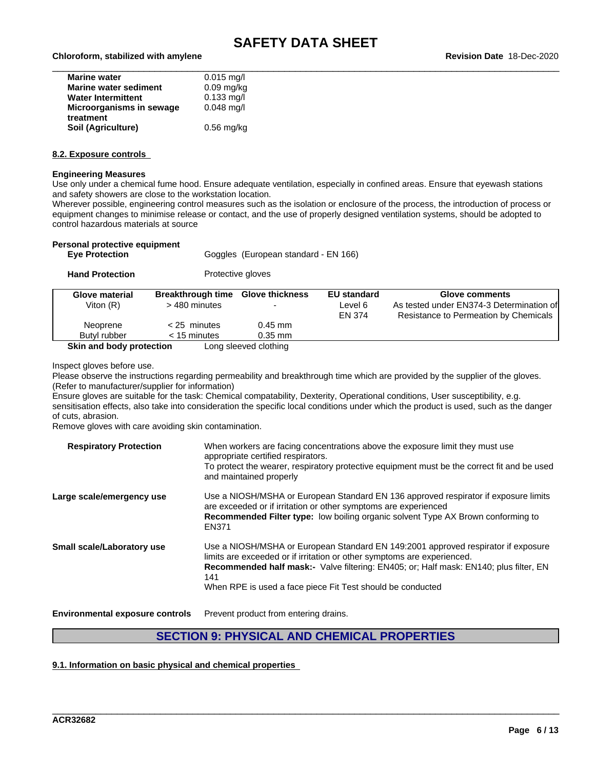| | |
|---|---|
| **Marine water** | 0.015 mg/l |
| **Marine water sediment** | 0.09 mg/kg |
| **Water Intermittent** | 0.133 mg/l |
| **Microorganisms in sewage treatment** | 0.048 mg/l |
| **Soil (Agriculture)** | 0.56 mg/kg |

### 8.2. Exposure controls

**Engineering Measures**

Use only under a chemical fume hood. Ensure adequate ventilation, especially in confined areas. Ensure that eyewash stations and safety showers are close to the workstation location.

Wherever possible, engineering control measures such as the isolation or enclosure of the process, the introduction of process or equipment changes to minimise release or contact, and the use of properly designed ventilation systems, should be adopted to control hazardous materials at source

**Personal protective equipment**

**Eye Protection** Goggles (European standard - EN 166)

**Hand Protection** Protective gloves

| Glove material | Breakthrough time | Glove thickness | EU standard | Glove comments |
|---|---|---|---|---|
| Viton (R) | > 480 minutes | - | Level 6 EN 374 | As tested under EN374-3 Determination of Resistance to Permeation by Chemicals |
| Neoprene | < 25 minutes | 0.45 mm | | |
| Butyl rubber | < 15 minutes | 0.35 mm | | |

**Skin and body protection** Long sleeved clothing

Inspect gloves before use.

Please observe the instructions regarding permeability and breakthrough time which are provided by the supplier of the gloves. (Refer to manufacturer/supplier for information)

Ensure gloves are suitable for the task: Chemical compatability, Dexterity, Operational conditions, User susceptibility, e.g. sensitisation effects, also take into consideration the specific local conditions under which the product is used, such as the danger of cuts, abrasion.

Remove gloves with care avoiding skin contamination.

**Respiratory Protection** When workers are facing concentrations above the exposure limit they must use appropriate certified respirators.
To protect the wearer, respiratory protective equipment must be the correct fit and be used and maintained properly

**Large scale/emergency use** Use a NIOSH/MSHA or European Standard EN 136 approved respirator if exposure limits are exceeded or if irritation or other symptoms are experienced
**Recommended Filter type:** low boiling organic solvent Type AX Brown conforming to EN371

**Small scale/Laboratory use** Use a NIOSH/MSHA or European Standard EN 149:2001 approved respirator if exposure limits are exceeded or if irritation or other symptoms are experienced.
**Recommended half mask:-** Valve filtering: EN405; or; Half mask: EN140; plus filter, EN 141
When RPE is used a face piece Fit Test should be conducted

**Environmental exposure controls** Prevent product from entering drains.

## SECTION 9: PHYSICAL AND CHEMICAL PROPERTIES

### 9.1. Information on basic physical and chemical properties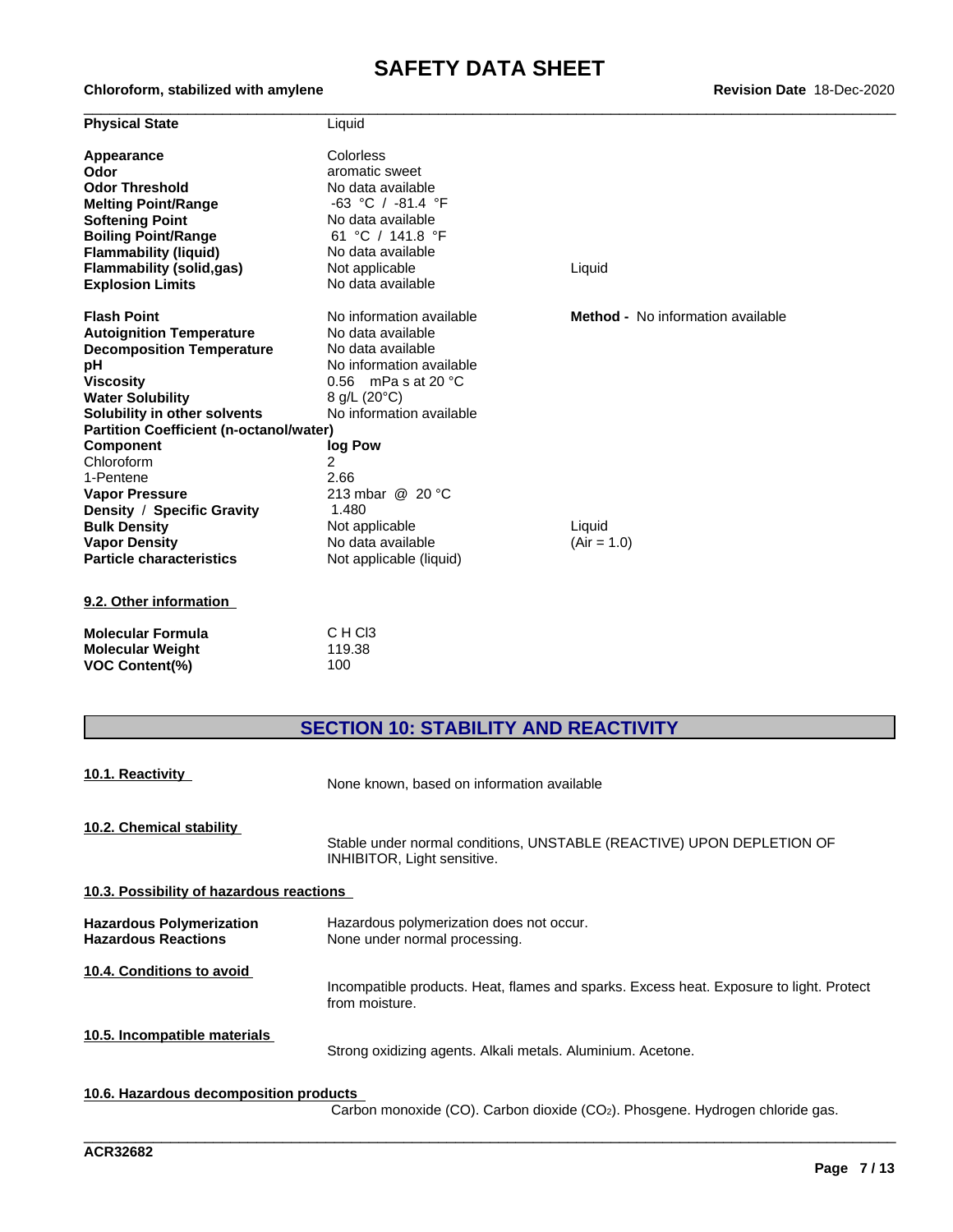| | | |
|---|---|---|
| **Physical State** | Liquid | |
| **Appearance** | Colorless | |
| **Odor** | aromatic sweet | |
| **Odor Threshold** | No data available | |
| **Melting Point/Range** | -63 °C / -81.4 °F | |
| **Softening Point** | No data available | |
| **Boiling Point/Range** | 61 °C / 141.8 °F | |
| **Flammability (liquid)** | No data available | |
| **Flammability (solid,gas)** | Not applicable | Liquid |
| **Explosion Limits** | No data available | |
| **Flash Point** | No information available | **Method -** No information available |
| **Autoignition Temperature** | No data available | |
| **Decomposition Temperature** | No data available | |
| **pH** | No information available | |
| **Viscosity** | 0.56 mPa s at 20 °C | |
| **Water Solubility** | 8 g/L (20°C) | |
| **Solubility in other solvents** | No information available | |
| **Partition Coefficient (n-octanol/water)** | | |
| **Component** | **log Pow** | |
| Chloroform | 2 | |
| 1-Pentene | 2.66 | |
| **Vapor Pressure** | 213 mbar @ 20 °C | |
| **Density / Specific Gravity** | 1.480 | |
| **Bulk Density** | Not applicable | Liquid |
| **Vapor Density** | No data available | (Air = 1.0) |
| **Particle characteristics** | Not applicable (liquid) | |

### 9.2. Other information

| | |
|---|---|
| **Molecular Formula** | C H Cl3 |
| **Molecular Weight** | 119.38 |
| **VOC Content(%)** | 100 |

## SECTION 10: STABILITY AND REACTIVITY

### 10.1. Reactivity

None known, based on information available

### 10.2. Chemical stability

Stable under normal conditions, UNSTABLE (REACTIVE) UPON DEPLETION OF INHIBITOR, Light sensitive.

### 10.3. Possibility of hazardous reactions

**Hazardous Polymerization** Hazardous polymerization does not occur.
**Hazardous Reactions** None under normal processing.

### 10.4. Conditions to avoid

Incompatible products. Heat, flames and sparks. Excess heat. Exposure to light. Protect from moisture.

### 10.5. Incompatible materials

Strong oxidizing agents. Alkali metals. Aluminium. Acetone.

### 10.6. Hazardous decomposition products

Carbon monoxide (CO). Carbon dioxide ($CO_2$). Phosgene. Hydrogen chloride gas.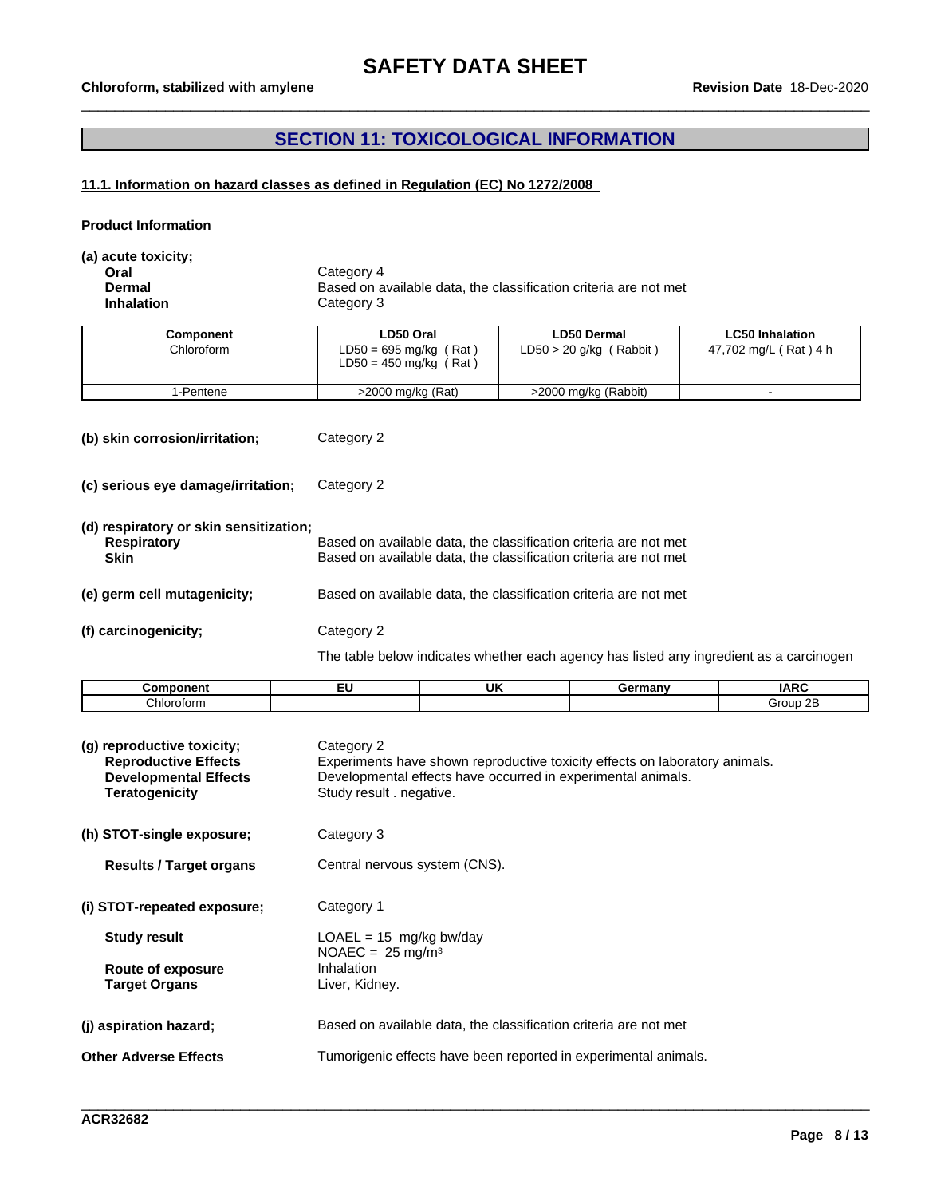## SECTION 11: TOXICOLOGICAL INFORMATION

### 11.1. Information on hazard classes as defined in Regulation (EC) No 1272/2008

**Product Information**

**(a) acute toxicity;**

| | |
|---|---|
| **Oral** | Category 4 |
| **Dermal** | Based on available data, the classification criteria are not met |
| **Inhalation** | Category 3 |

| Component | LD50 Oral | LD50 Dermal | LC50 Inhalation |
|---|---|---|---|
| Chloroform | LD50 = 695 mg/kg ( Rat )<br>LD50 = 450 mg/kg ( Rat ) | LD50 > 20 g/kg ( Rabbit ) | 47,702 mg/L ( Rat ) 4 h |
| 1-Pentene | >2000 mg/kg (Rat) | >2000 mg/kg (Rabbit) | - |

**(b) skin corrosion/irritation;** Category 2

**(c) serious eye damage/irritation;** Category 2

**(d) respiratory or skin sensitization;**

| | |
|---|---|
| **Respiratory** | Based on available data, the classification criteria are not met |
| **Skin** | Based on available data, the classification criteria are not met |

**(e) germ cell mutagenicity;** Based on available data, the classification criteria are not met

**(f) carcinogenicity;** Category 2

The table below indicates whether each agency has listed any ingredient as a carcinogen

| Component | EU | UK | Germany | IARC |
|---|---|---|---|---|
| Chloroform | | | | Group 2B |

**(g) reproductive toxicity;** Category 2

| | |
|---|---|
| **Reproductive Effects** | Experiments have shown reproductive toxicity effects on laboratory animals. |
| **Developmental Effects** | Developmental effects have occurred in experimental animals. |
| **Teratogenicity** | Study result . negative. |

**(h) STOT-single exposure;** Category 3

**Results / Target organs** Central nervous system (CNS).

**(i) STOT-repeated exposure;** Category 1

| | |
|---|---|
| **Study result** | LOAEL = 15 mg/kg bw/day<br>NOAEC = 25 mg/m³ |
| **Route of exposure** | Inhalation |
| **Target Organs** | Liver, Kidney. |

**(j) aspiration hazard;** Based on available data, the classification criteria are not met

**Other Adverse Effects** Tumorigenic effects have been reported in experimental animals.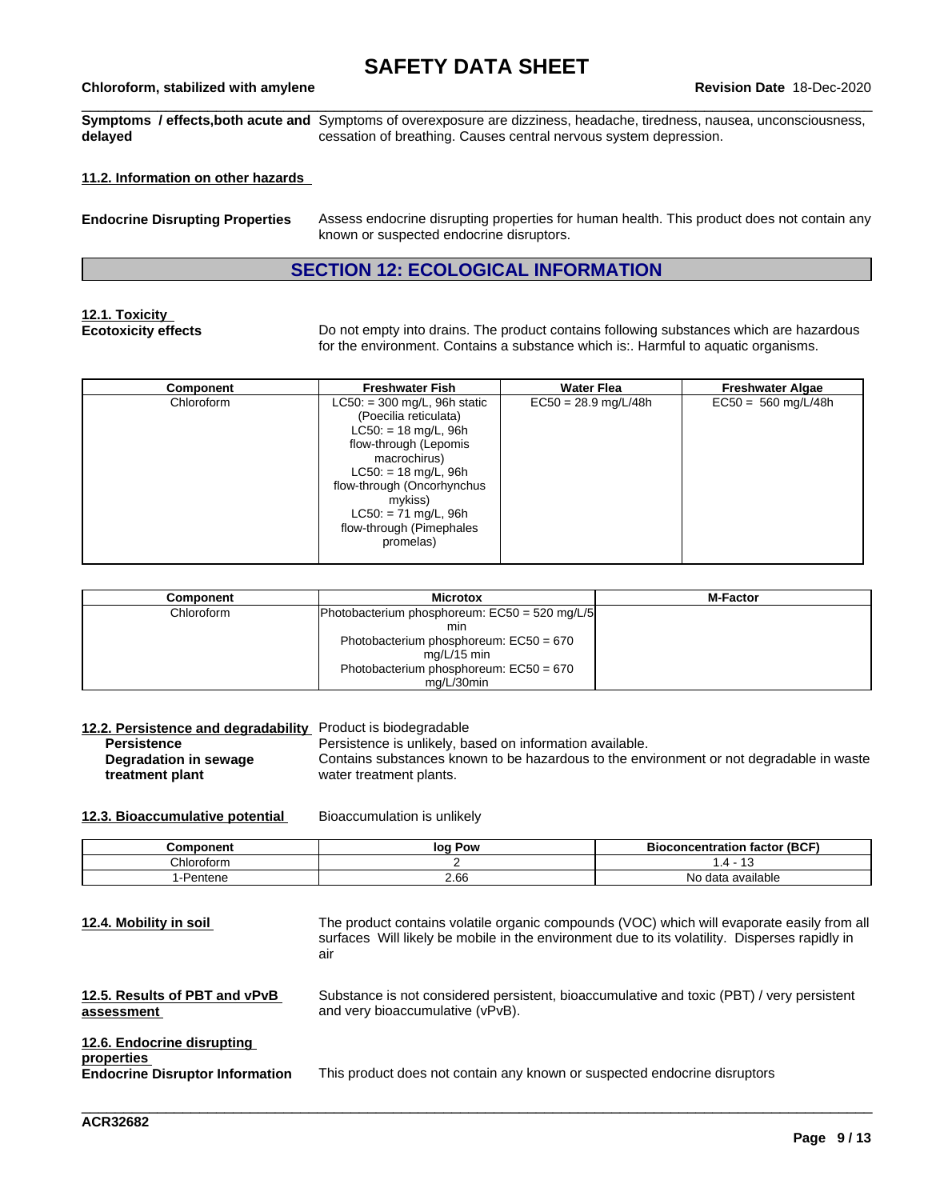**Symptoms / effects,both acute and delayed** Symptoms of overexposure are dizziness, headache, tiredness, nausea, unconsciousness, cessation of breathing. Causes central nervous system depression.

### 11.2. Information on other hazards

**Endocrine Disrupting Properties** Assess endocrine disrupting properties for human health. This product does not contain any known or suspected endocrine disruptors.

## SECTION 12: ECOLOGICAL INFORMATION

### 12.1. Toxicity

**Ecotoxicity effects** Do not empty into drains. The product contains following substances which are hazardous for the environment. Contains a substance which is:. Harmful to aquatic organisms.

| Component | Freshwater Fish | Water Flea | Freshwater Algae |
|---|---|---|---|
| Chloroform | LC50: = 300 mg/L, 96h static (Poecilia reticulata) LC50: = 18 mg/L, 96h flow-through (Lepomis macrochirus) LC50: = 18 mg/L, 96h flow-through (Oncorhynchus mykiss) LC50: = 71 mg/L, 96h flow-through (Pimephales promelas) | EC50 = 28.9 mg/L/48h | EC50 = 560 mg/L/48h |

| Component | Microtox | M-Factor |
|---|---|---|
| Chloroform | Photobacterium phosphoreum: EC50 = 520 mg/L/5 min Photobacterium phosphoreum: EC50 = 670 mg/L/15 min Photobacterium phosphoreum: EC50 = 670 mg/L/30min | |

### 12.2. Persistence and degradability

Product is biodegradable

**Persistence** Persistence is unlikely, based on information available.

**Degradation in sewage treatment plant** Contains substances known to be hazardous to the environment or not degradable in waste water treatment plants.

### 12.3. Bioaccumulative potential

Bioaccumulation is unlikely

| Component | log Pow | Bioconcentration factor (BCF) |
|---|---|---|
| Chloroform | 2 | 1.4 - 13 |
| 1-Pentene | 2.66 | No data available |

### 12.4. Mobility in soil

The product contains volatile organic compounds (VOC) which will evaporate easily from all surfaces Will likely be mobile in the environment due to its volatility. Disperses rapidly in air

### 12.5. Results of PBT and vPvB assessment

Substance is not considered persistent, bioaccumulative and toxic (PBT) / very persistent and very bioaccumulative (vPvB).

### 12.6. Endocrine disrupting properties

**Endocrine Disruptor Information** This product does not contain any known or suspected endocrine disruptors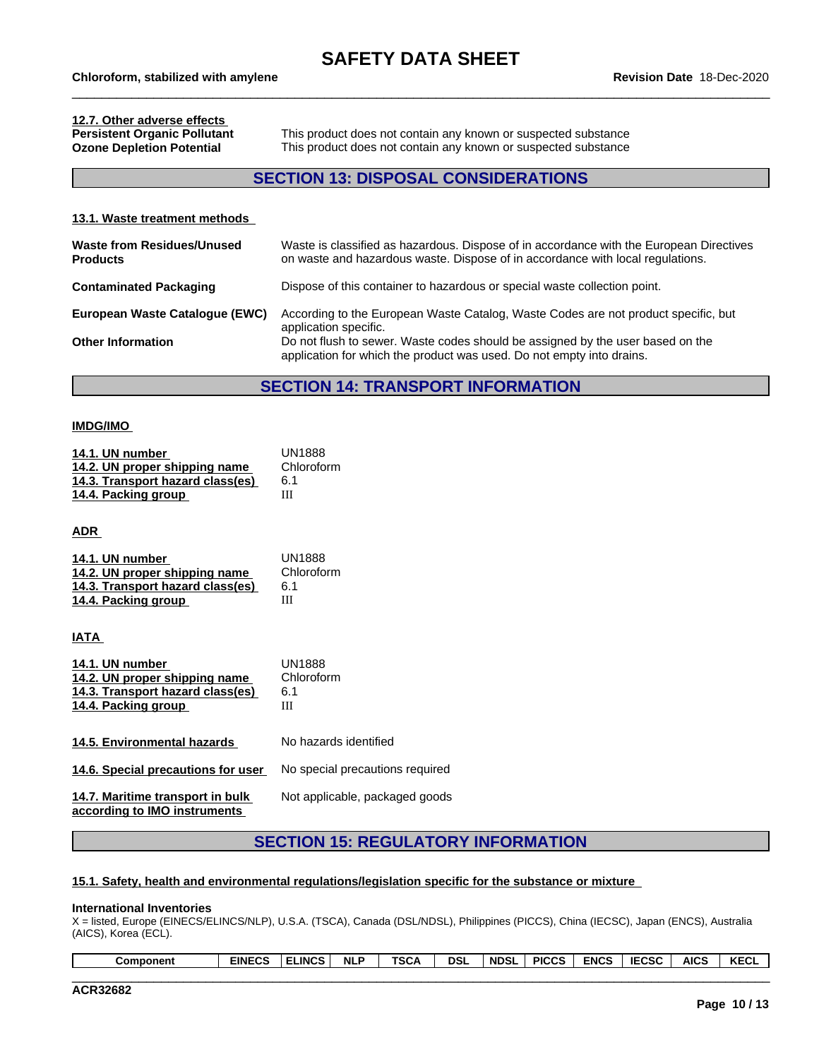### 12.7. Other adverse effects

**Persistent Organic Pollutant** This product does not contain any known or suspected substance
**Ozone Depletion Potential** This product does not contain any known or suspected substance

## SECTION 13: DISPOSAL CONSIDERATIONS

### 13.1. Waste treatment methods

**Waste from Residues/Unused Products** Waste is classified as hazardous. Dispose of in accordance with the European Directives on waste and hazardous waste. Dispose of in accordance with local regulations.

**Contaminated Packaging** Dispose of this container to hazardous or special waste collection point.

**European Waste Catalogue (EWC)** According to the European Waste Catalog, Waste Codes are not product specific, but application specific.

**Other Information** Do not flush to sewer. Waste codes should be assigned by the user based on the application for which the product was used. Do not empty into drains.

## SECTION 14: TRANSPORT INFORMATION

### IMDG/IMO

**14.1. UN number** UN1888
**14.2. UN proper shipping name** Chloroform
**14.3. Transport hazard class(es)** 6.1
**14.4. Packing group** III

### ADR

**14.1. UN number** UN1888
**14.2. UN proper shipping name** Chloroform
**14.3. Transport hazard class(es)** 6.1
**14.4. Packing group** III

### IATA

**14.1. UN number** UN1888
**14.2. UN proper shipping name** Chloroform
**14.3. Transport hazard class(es)** 6.1
**14.4. Packing group** III

**14.5. Environmental hazards** No hazards identified

**14.6. Special precautions for user** No special precautions required

**14.7. Maritime transport in bulk according to IMO instruments** Not applicable, packaged goods

## SECTION 15: REGULATORY INFORMATION

### 15.1. Safety, health and environmental regulations/legislation specific for the substance or mixture

**International Inventories**
X = listed, Europe (EINECS/ELINCS/NLP), U.S.A. (TSCA), Canada (DSL/NDSL), Philippines (PICCS), China (IECSC), Japan (ENCS), Australia (AICS), Korea (ECL).

| Component | EINECS | ELINCS | NLP | TSCA | DSL | NDSL | PICCS | ENCS | IECSC | AICS | KECL |
|---|---|---|---|---|---|---|---|---|---|---|---|

ACR32682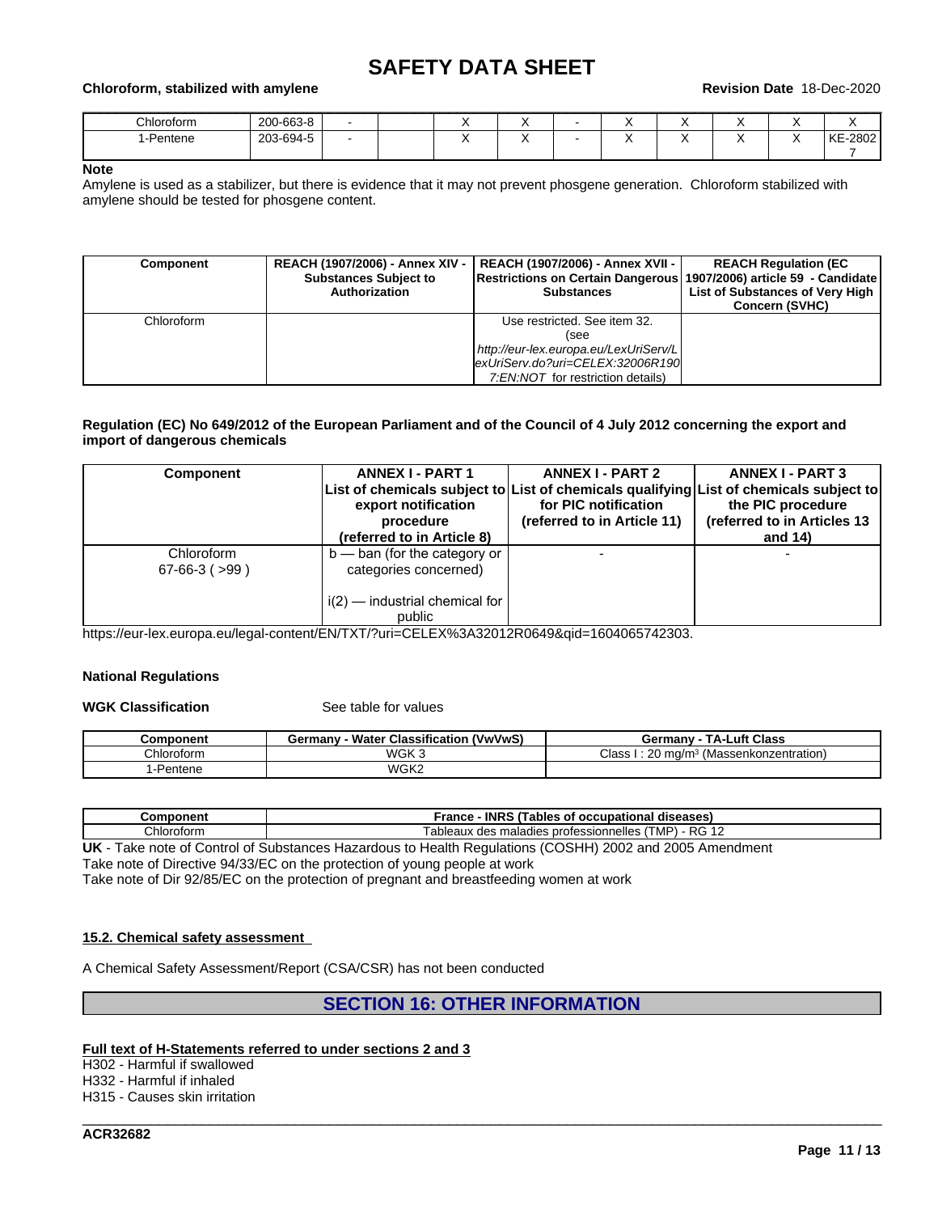| Chloroform | 200-663-8 | - | | X | X | - | X | X | X | X | X |
|---|---|---|---|---|---|---|---|---|---|---|---|
| 1-Pentene | 203-694-5 | - | | X | X | - | X | X | X | X | KE-28027 |

**Note**

Amylene is used as a stabilizer, but there is evidence that it may not prevent phosgene generation. Chloroform stabilized with amylene should be tested for phosgene content.

| Component | REACH (1907/2006) - Annex XIV - Substances Subject to Authorization | REACH (1907/2006) - Annex XVII - Restrictions on Certain Dangerous Substances | REACH Regulation (EC 1907/2006) article 59 - Candidate List of Substances of Very High Concern (SVHC) |
|---|---|---|---|
| Chloroform | | Use restricted. See item 32. (see *http://eur-lex.europa.eu/LexUriServ/LexUriServ.do?uri=CELEX:32006R1907:EN:NOT* for restriction details) | |

**Regulation (EC) No 649/2012 of the European Parliament and of the Council of 4 July 2012 concerning the export and import of dangerous chemicals**

| Component | ANNEX I - PART 1 List of chemicals subject to export notification procedure (referred to in Article 8) | ANNEX I - PART 2 List of chemicals qualifying for PIC notification (referred to in Article 11) | ANNEX I - PART 3 List of chemicals subject to the PIC procedure (referred to in Articles 13 and 14) |
|---|---|---|---|
| Chloroform 67-66-3 ( >99 ) | b — ban (for the category or categories concerned) i(2) — industrial chemical for public | - | - |

https://eur-lex.europa.eu/legal-content/EN/TXT/?uri=CELEX%3A32012R0649&qid=1604065742303.

**National Regulations**

**WGK Classification** See table for values

| Component | Germany - Water Classification (VwVwS) | Germany - TA-Luft Class |
|---|---|---|
| Chloroform | WGK 3 | Class I : 20 mg/m³ (Massenkonzentration) |
| 1-Pentene | WGK2 | |

| Component | France - INRS (Tables of occupational diseases) |
|---|---|
| Chloroform | Tableaux des maladies professionnelles (TMP) - RG 12 |

**UK** - Take note of Control of Substances Hazardous to Health Regulations (COSHH) 2002 and 2005 Amendment
Take note of Directive 94/33/EC on the protection of young people at work
Take note of Dir 92/85/EC on the protection of pregnant and breastfeeding women at work

**15.2. Chemical safety assessment**

A Chemical Safety Assessment/Report (CSA/CSR) has not been conducted

## SECTION 16: OTHER INFORMATION

**Full text of H-Statements referred to under sections 2 and 3**

H302 - Harmful if swallowed
H332 - Harmful if inhaled
H315 - Causes skin irritation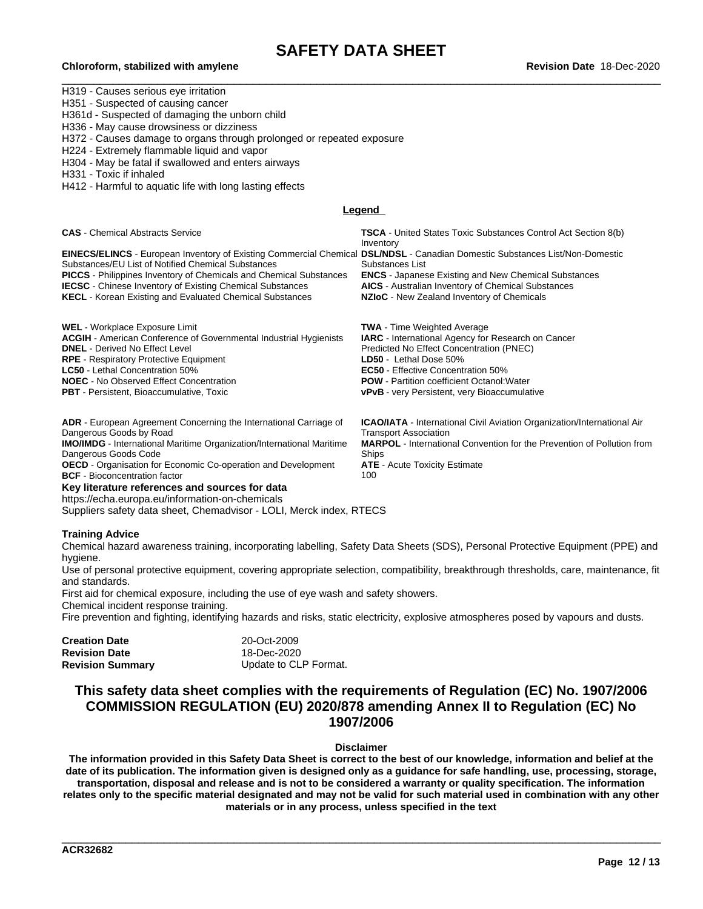H319 - Causes serious eye irritation
H351 - Suspected of causing cancer
H361d - Suspected of damaging the unborn child
H336 - May cause drowsiness or dizziness
H372 - Causes damage to organs through prolonged or repeated exposure
H224 - Extremely flammable liquid and vapor
H304 - May be fatal if swallowed and enters airways
H331 - Toxic if inhaled
H412 - Harmful to aquatic life with long lasting effects

## Legend

**CAS** - Chemical Abstracts Service
**TSCA** - United States Toxic Substances Control Act Section 8(b) Inventory
**EINECS/ELINCS** - European Inventory of Existing Commercial Chemical Substances/EU List of Notified Chemical Substances
**DSL/NDSL** - Canadian Domestic Substances List/Non-Domestic Substances List
**PICCS** - Philippines Inventory of Chemicals and Chemical Substances
**ENCS** - Japanese Existing and New Chemical Substances
**IECSC** - Chinese Inventory of Existing Chemical Substances
**AICS** - Australian Inventory of Chemical Substances
**KECL** - Korean Existing and Evaluated Chemical Substances
**NZIoC** - New Zealand Inventory of Chemicals

**WEL** - Workplace Exposure Limit
**TWA** - Time Weighted Average
**ACGIH** - American Conference of Governmental Industrial Hygienists
**IARC** - International Agency for Research on Cancer
**DNEL** - Derived No Effect Level
Predicted No Effect Concentration (PNEC)
**RPE** - Respiratory Protective Equipment
**LD50** - Lethal Dose 50%
**LC50** - Lethal Concentration 50%
**EC50** - Effective Concentration 50%
**NOEC** - No Observed Effect Concentration
**POW** - Partition coefficient Octanol:Water
**PBT** - Persistent, Bioaccumulative, Toxic
**vPvB** - very Persistent, very Bioaccumulative

**ADR** - European Agreement Concerning the International Carriage of Dangerous Goods by Road
**ICAO/IATA** - International Civil Aviation Organization/International Air Transport Association
**IMO/IMDG** - International Maritime Organization/International Maritime Dangerous Goods Code
**MARPOL** - International Convention for the Prevention of Pollution from Ships
**OECD** - Organisation for Economic Co-operation and Development
**ATE** - Acute Toxicity Estimate
**BCF** - Bioconcentration factor
100

**Key literature references and sources for data**
https://echa.europa.eu/information-on-chemicals
Suppliers safety data sheet, Chemadvisor - LOLI, Merck index, RTECS

**Training Advice**

Chemical hazard awareness training, incorporating labelling, Safety Data Sheets (SDS), Personal Protective Equipment (PPE) and hygiene.
Use of personal protective equipment, covering appropriate selection, compatibility, breakthrough thresholds, care, maintenance, fit and standards.
First aid for chemical exposure, including the use of eye wash and safety showers.
Chemical incident response training.
Fire prevention and fighting, identifying hazards and risks, static electricity, explosive atmospheres posed by vapours and dusts.

| | |
|---|---|
| **Creation Date** | 20-Oct-2009 |
| **Revision Date** | 18-Dec-2020 |
| **Revision Summary** | Update to CLP Format. |

## This safety data sheet complies with the requirements of Regulation (EC) No. 1907/2006 COMMISSION REGULATION (EU) 2020/878 amending Annex II to Regulation (EC) No 1907/2006

**Disclaimer**

**The information provided in this Safety Data Sheet is correct to the best of our knowledge, information and belief at the date of its publication. The information given is designed only as a guidance for safe handling, use, processing, storage, transportation, disposal and release and is not to be considered a warranty or quality specification. The information relates only to the specific material designated and may not be valid for such material used in combination with any other materials or in any process, unless specified in the text**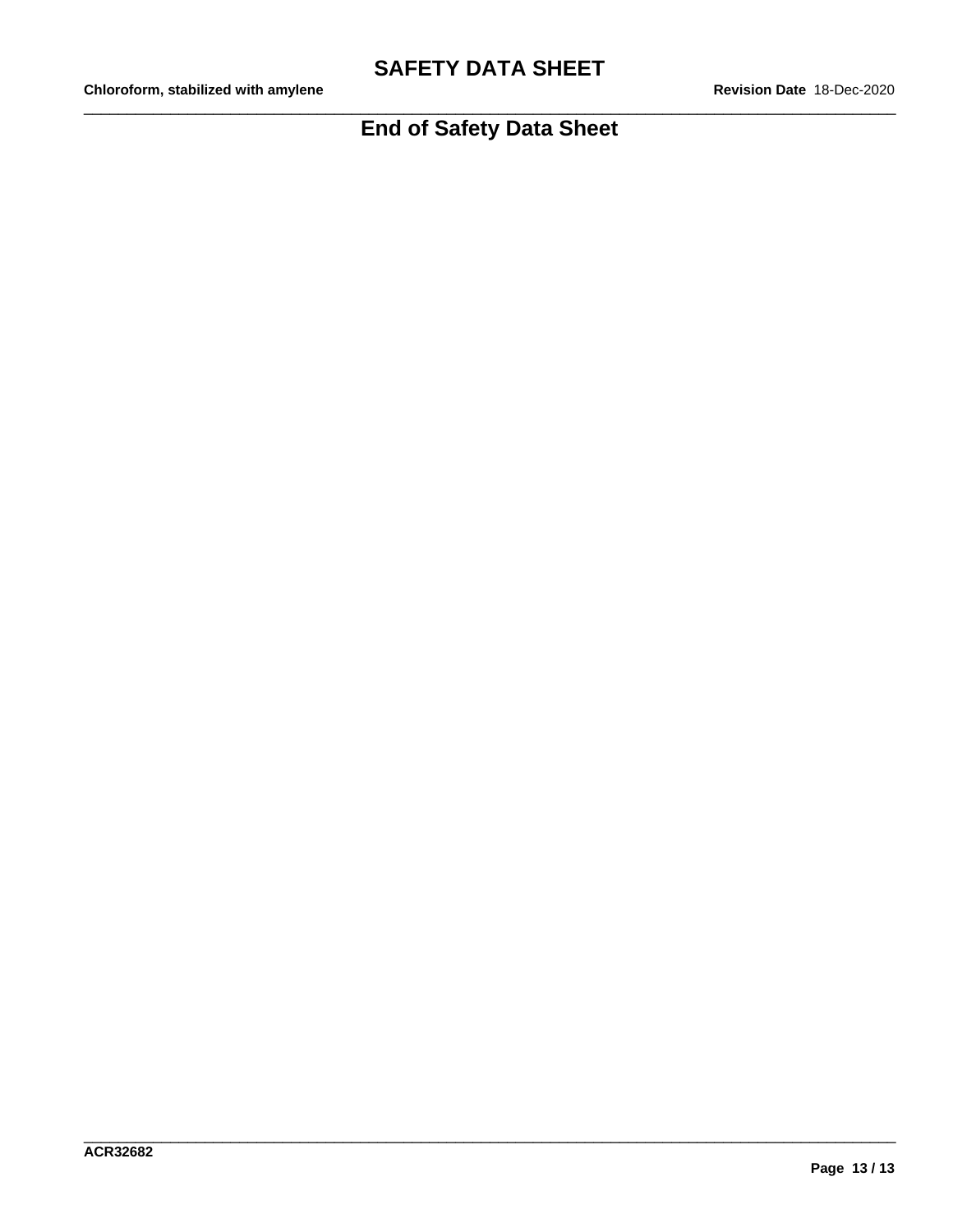# End of Safety Data Sheet